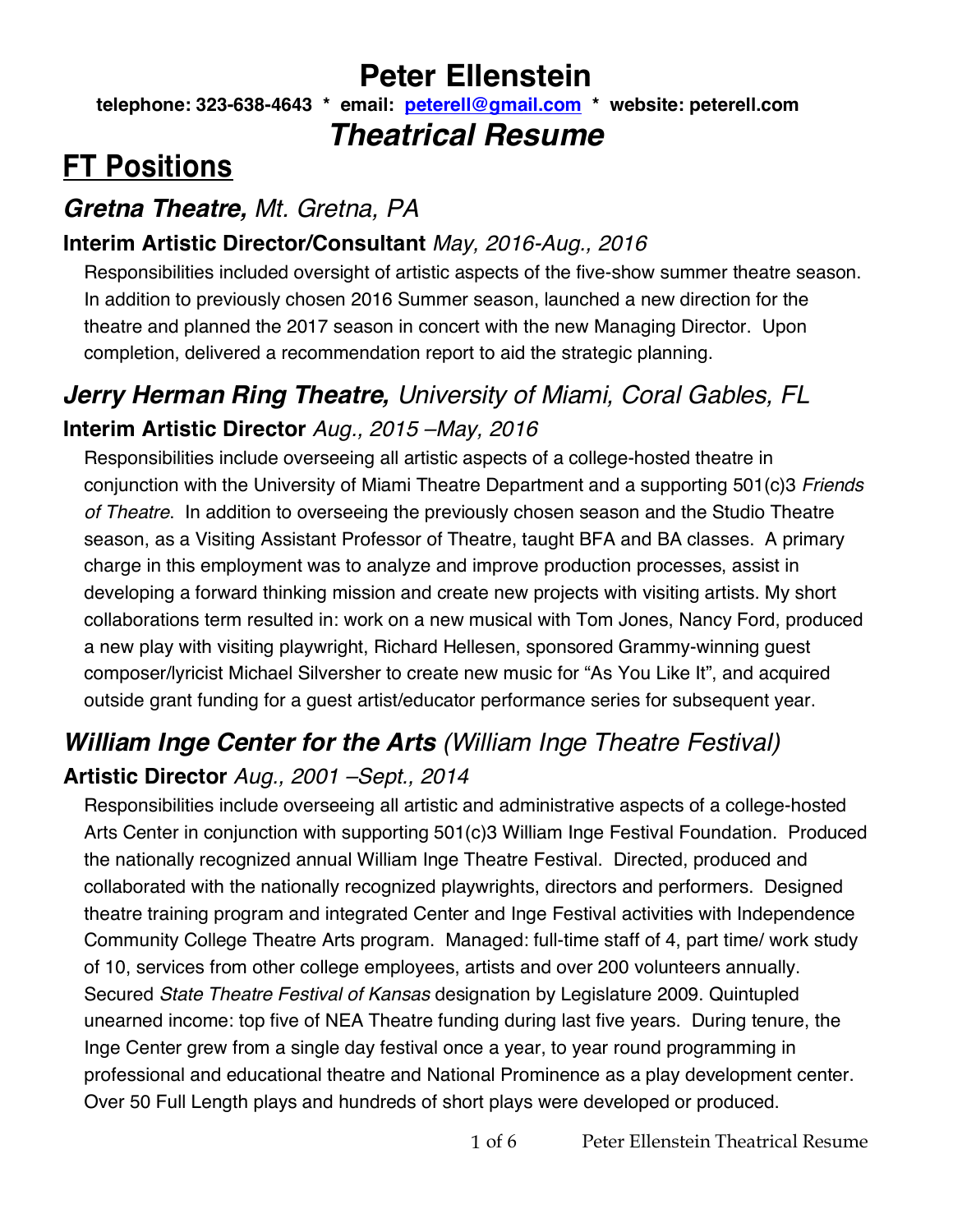# Peter Ellenstein

**telephone: 323-638-4643 * email: [peterell@gmail.com](mailto:peterell@gmail.com) * website: peterell.com**

## *Theatrical Resume*

# FT Positions

### ***Gretna Theatre,*** *Mt. Gretna, PA*

**Interim Artistic Director/Consultant** *May, 2016-Aug., 2016*

Responsibilities included oversight of artistic aspects of the five-show summer theatre season. In addition to previously chosen 2016 Summer season, launched a new direction for the theatre and planned the 2017 season in concert with the new Managing Director. Upon completion, delivered a recommendation report to aid the strategic planning.

### ***Jerry Herman Ring Theatre,*** *University of Miami, Coral Gables, FL*

**Interim Artistic Director** *Aug., 2015 –May, 2016*

Responsibilities include overseeing all artistic aspects of a college-hosted theatre in conjunction with the University of Miami Theatre Department and a supporting 501(c)3 *Friends of Theatre*. In addition to overseeing the previously chosen season and the Studio Theatre season, as a Visiting Assistant Professor of Theatre, taught BFA and BA classes. A primary charge in this employment was to analyze and improve production processes, assist in developing a forward thinking mission and create new projects with visiting artists. My short collaborations term resulted in: work on a new musical with Tom Jones, Nancy Ford, produced a new play with visiting playwright, Richard Hellesen, sponsored Grammy-winning guest composer/lyricist Michael Silversher to create new music for "As You Like It", and acquired outside grant funding for a guest artist/educator performance series for subsequent year.

### ***William Inge Center for the Arts*** *(William Inge Theatre Festival)*

**Artistic Director** *Aug., 2001 –Sept., 2014*

Responsibilities include overseeing all artistic and administrative aspects of a college-hosted Arts Center in conjunction with supporting 501(c)3 William Inge Festival Foundation. Produced the nationally recognized annual William Inge Theatre Festival. Directed, produced and collaborated with the nationally recognized playwrights, directors and performers. Designed theatre training program and integrated Center and Inge Festival activities with Independence Community College Theatre Arts program. Managed: full-time staff of 4, part time/ work study of 10, services from other college employees, artists and over 200 volunteers annually. Secured *State Theatre Festival of Kansas* designation by Legislature 2009. Quintupled unearned income: top five of NEA Theatre funding during last five years. During tenure, the Inge Center grew from a single day festival once a year, to year round programming in professional and educational theatre and National Prominence as a play development center. Over 50 Full Length plays and hundreds of short plays were developed or produced.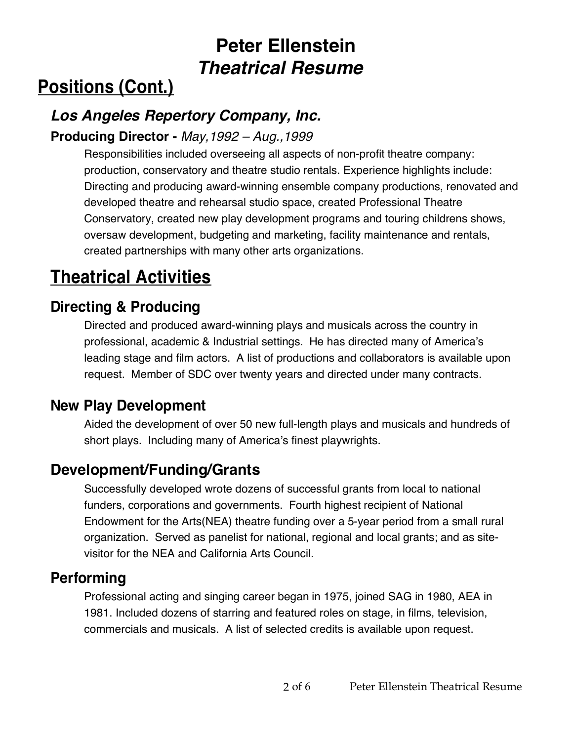# Peter Ellenstein
# *Theatrical Resume*

## Positions (Cont.)

### *Los Angeles Repertory Company, Inc.*

**Producing Director -** *May,1992 – Aug.,1999*

Responsibilities included overseeing all aspects of non-profit theatre company: production, conservatory and theatre studio rentals. Experience highlights include: Directing and producing award-winning ensemble company productions, renovated and developed theatre and rehearsal studio space, created Professional Theatre Conservatory, created new play development programs and touring childrens shows, oversaw development, budgeting and marketing, facility maintenance and rentals, created partnerships with many other arts organizations.

## Theatrical Activities

### Directing & Producing

Directed and produced award-winning plays and musicals across the country in professional, academic & Industrial settings. He has directed many of America's leading stage and film actors. A list of productions and collaborators is available upon request. Member of SDC over twenty years and directed under many contracts.

### New Play Development

Aided the development of over 50 new full-length plays and musicals and hundreds of short plays. Including many of America's finest playwrights.

### Development/Funding/Grants

Successfully developed wrote dozens of successful grants from local to national funders, corporations and governments. Fourth highest recipient of National Endowment for the Arts(NEA) theatre funding over a 5-year period from a small rural organization. Served as panelist for national, regional and local grants; and as site-visitor for the NEA and California Arts Council.

### Performing

Professional acting and singing career began in 1975, joined SAG in 1980, AEA in 1981. Included dozens of starring and featured roles on stage, in films, television, commercials and musicals. A list of selected credits is available upon request.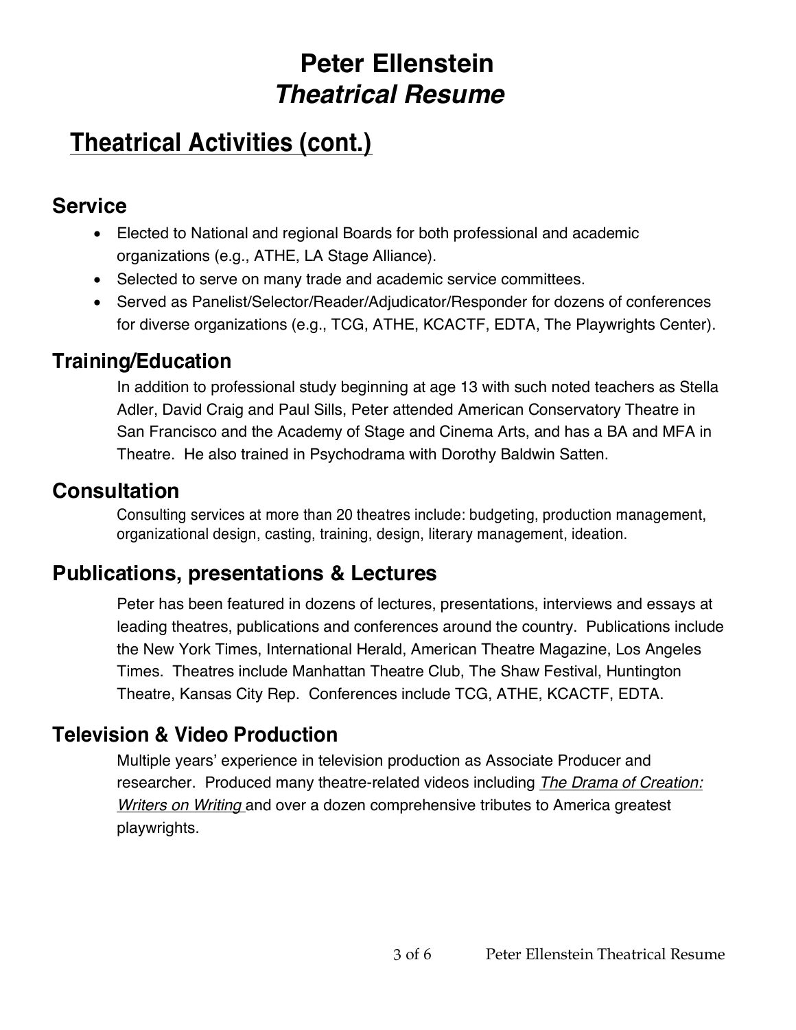# Peter Ellenstein
## *Theatrical Resume*

## Theatrical Activities (cont.)

### Service

- Elected to National and regional Boards for both professional and academic organizations (e.g., ATHE, LA Stage Alliance).
- Selected to serve on many trade and academic service committees.
- Served as Panelist/Selector/Reader/Adjudicator/Responder for dozens of conferences for diverse organizations (e.g., TCG, ATHE, KCACTF, EDTA, The Playwrights Center).

### Training/Education

In addition to professional study beginning at age 13 with such noted teachers as Stella Adler, David Craig and Paul Sills, Peter attended American Conservatory Theatre in San Francisco and the Academy of Stage and Cinema Arts, and has a BA and MFA in Theatre. He also trained in Psychodrama with Dorothy Baldwin Satten.

### Consultation

Consulting services at more than 20 theatres include: budgeting, production management, organizational design, casting, training, design, literary management, ideation.

### Publications, presentations & Lectures

Peter has been featured in dozens of lectures, presentations, interviews and essays at leading theatres, publications and conferences around the country. Publications include the New York Times, International Herald, American Theatre Magazine, Los Angeles Times. Theatres include Manhattan Theatre Club, The Shaw Festival, Huntington Theatre, Kansas City Rep. Conferences include TCG, ATHE, KCACTF, EDTA.

### Television & Video Production

Multiple years' experience in television production as Associate Producer and researcher. Produced many theatre-related videos including *The Drama of Creation: Writers on Writing* and over a dozen comprehensive tributes to America greatest playwrights.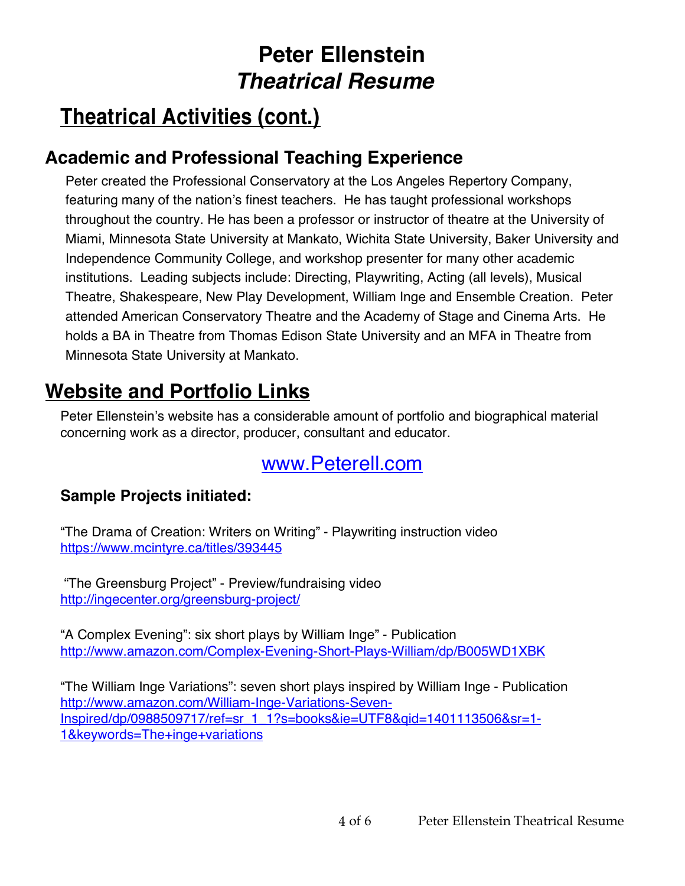# Peter Ellenstein
# *Theatrical Resume*

## Theatrical Activities (cont.)

### Academic and Professional Teaching Experience

Peter created the Professional Conservatory at the Los Angeles Repertory Company, featuring many of the nation's finest teachers. He has taught professional workshops throughout the country. He has been a professor or instructor of theatre at the University of Miami, Minnesota State University at Mankato, Wichita State University, Baker University and Independence Community College, and workshop presenter for many other academic institutions. Leading subjects include: Directing, Playwriting, Acting (all levels), Musical Theatre, Shakespeare, New Play Development, William Inge and Ensemble Creation. Peter attended American Conservatory Theatre and the Academy of Stage and Cinema Arts. He holds a BA in Theatre from Thomas Edison State University and an MFA in Theatre from Minnesota State University at Mankato.

## Website and Portfolio Links

Peter Ellenstein's website has a considerable amount of portfolio and biographical material concerning work as a director, producer, consultant and educator.

www.Peterell.com

**Sample Projects initiated:**

"The Drama of Creation: Writers on Writing" - Playwriting instruction video
https://www.mcintyre.ca/titles/393445

"The Greensburg Project" - Preview/fundraising video
http://ingecenter.org/greensburg-project/

"A Complex Evening": six short plays by William Inge" - Publication
http://www.amazon.com/Complex-Evening-Short-Plays-William/dp/B005WD1XBK

"The William Inge Variations": seven short plays inspired by William Inge - Publication
http://www.amazon.com/William-Inge-Variations-Seven-Inspired/dp/0988509717/ref=sr_1_1?s=books&ie=UTF8&qid=1401113506&sr=1-1&keywords=The+inge+variations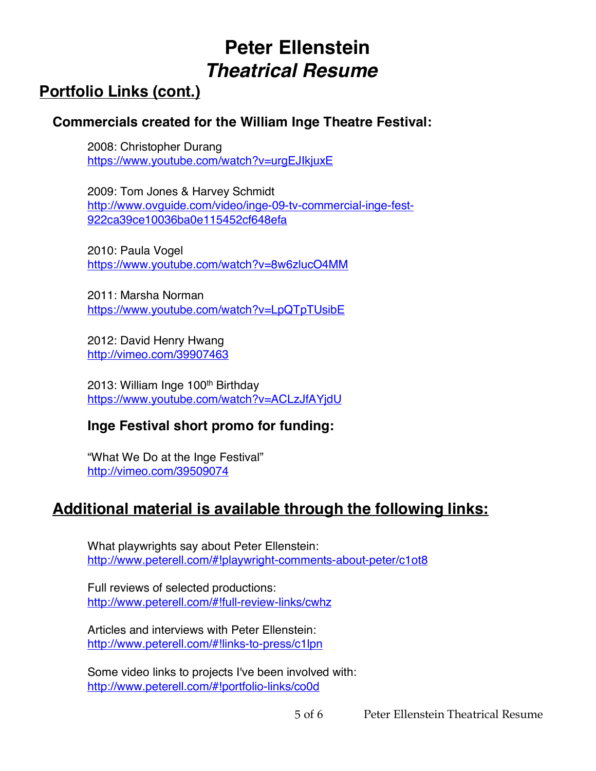# Peter Ellenstein
# *Theatrical Resume*

## Portfolio Links (cont.)

### Commercials created for the William Inge Theatre Festival:

2008: Christopher Durang
https://www.youtube.com/watch?v=urgEJIkjuxE

2009: Tom Jones & Harvey Schmidt
http://www.ovguide.com/video/inge-09-tv-commercial-inge-fest-922ca39ce10036ba0e115452cf648efa

2010: Paula Vogel
https://www.youtube.com/watch?v=8w6zlucO4MM

2011: Marsha Norman
https://www.youtube.com/watch?v=LpQTpTUsibE

2012: David Henry Hwang
http://vimeo.com/39907463

2013: William Inge 100th Birthday
https://www.youtube.com/watch?v=ACLzJfAYjdU

### Inge Festival short promo for funding:

"What We Do at the Inge Festival"
http://vimeo.com/39509074

## Additional material is available through the following links:

What playwrights say about Peter Ellenstein:
http://www.peterell.com/#!playwright-comments-about-peter/c1ot8

Full reviews of selected productions:
http://www.peterell.com/#!full-review-links/cwhz

Articles and interviews with Peter Ellenstein:
http://www.peterell.com/#!links-to-press/c1lpn

Some video links to projects I've been involved with:
http://www.peterell.com/#!portfolio-links/co0d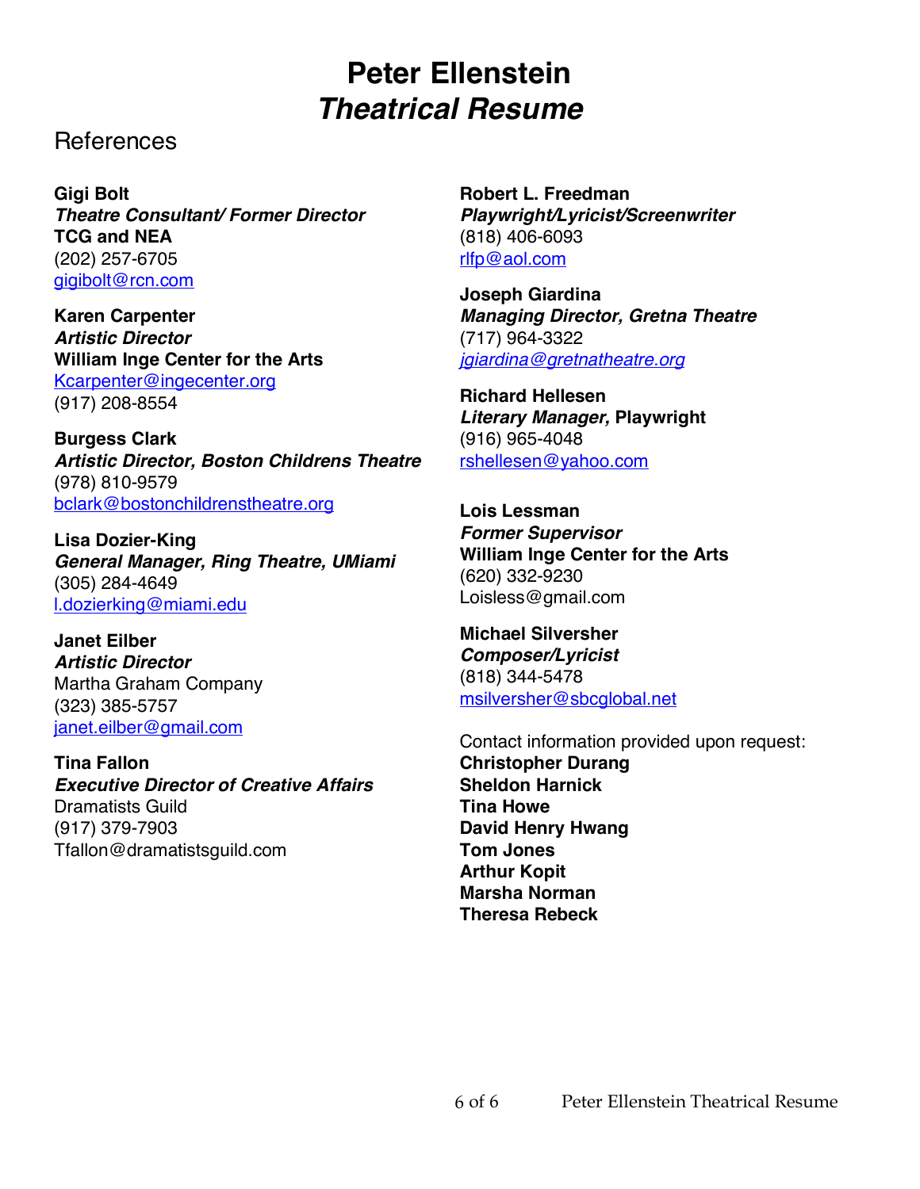# Peter Ellenstein
# *Theatrical Resume*

## References

**Gigi Bolt**
***Theatre Consultant/ Former Director***
**TCG and NEA**
(202) 257-6705
gigibolt@rcn.com

**Karen Carpenter**
***Artistic Director***
**William Inge Center for the Arts**
Kcarpenter@ingecenter.org
(917) 208-8554

**Burgess Clark**
***Artistic Director, Boston Childrens Theatre***
(978) 810-9579
bclark@bostonchildrenstheatre.org

**Lisa Dozier-King**
***General Manager, Ring Theatre, UMiami***
(305) 284-4649
l.dozierking@miami.edu

**Janet Eilber**
***Artistic Director***
Martha Graham Company
(323) 385-5757
janet.eilber@gmail.com

**Tina Fallon**
***Executive Director of Creative Affairs***
Dramatists Guild
(917) 379-7903
Tfallon@dramatistsguild.com

**Robert L. Freedman**
***Playwright/Lyricist/Screenwriter***
(818) 406-6093
rlfp@aol.com

**Joseph Giardina**
***Managing Director, Gretna Theatre***
(717) 964-3322
*jgiardina@gretnatheatre.org*

**Richard Hellesen**
***Literary Manager,*** **Playwright**
(916) 965-4048
rshellesen@yahoo.com

**Lois Lessman**
***Former Supervisor***
**William Inge Center for the Arts**
(620) 332-9230
Loisless@gmail.com

**Michael Silversher**
***Composer/Lyricist***
(818) 344-5478
msilversher@sbcglobal.net

Contact information provided upon request:
**Christopher Durang**
**Sheldon Harnick**
**Tina Howe**
**David Henry Hwang**
**Tom Jones**
**Arthur Kopit**
**Marsha Norman**
**Theresa Rebeck**